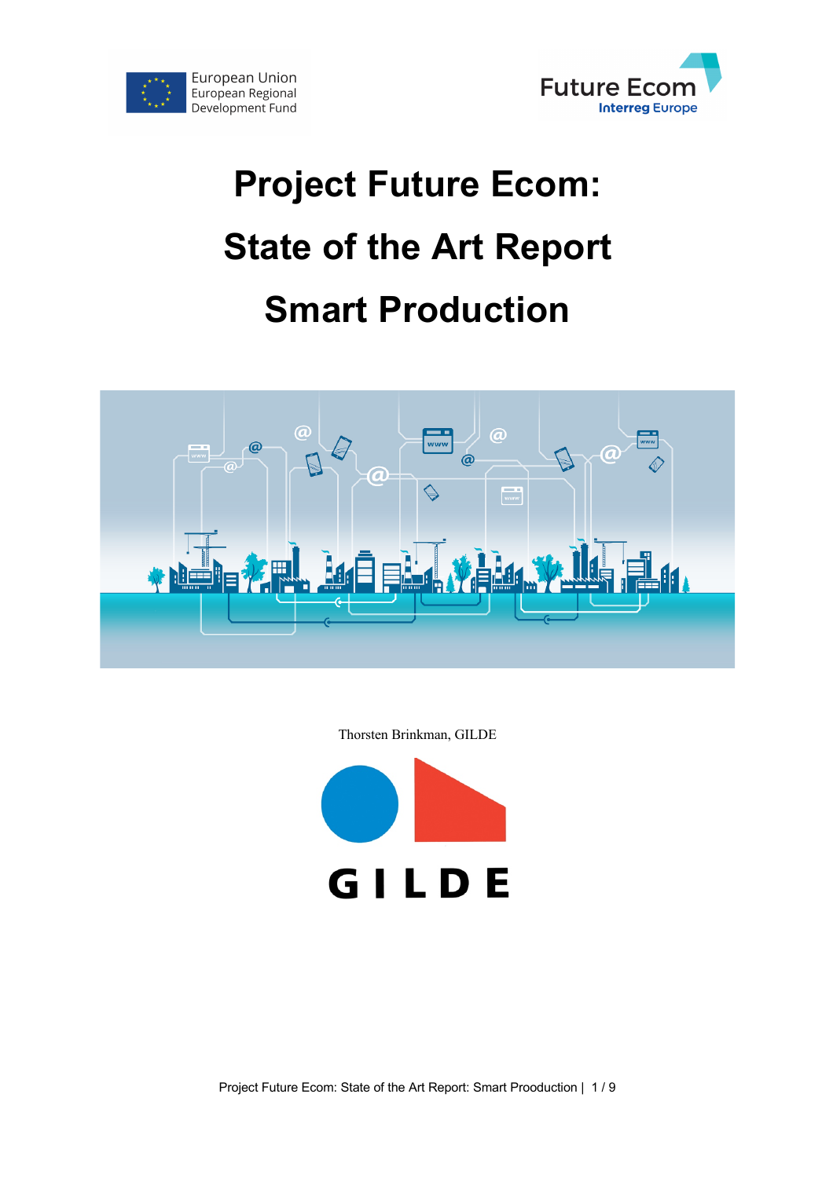European Union
European Regional
Development Fund

Future Ecom
Interreg Europe

# Project Future Ecom: State of the Art Report Smart Production

Thorsten Brinkman, GILDE

GILDE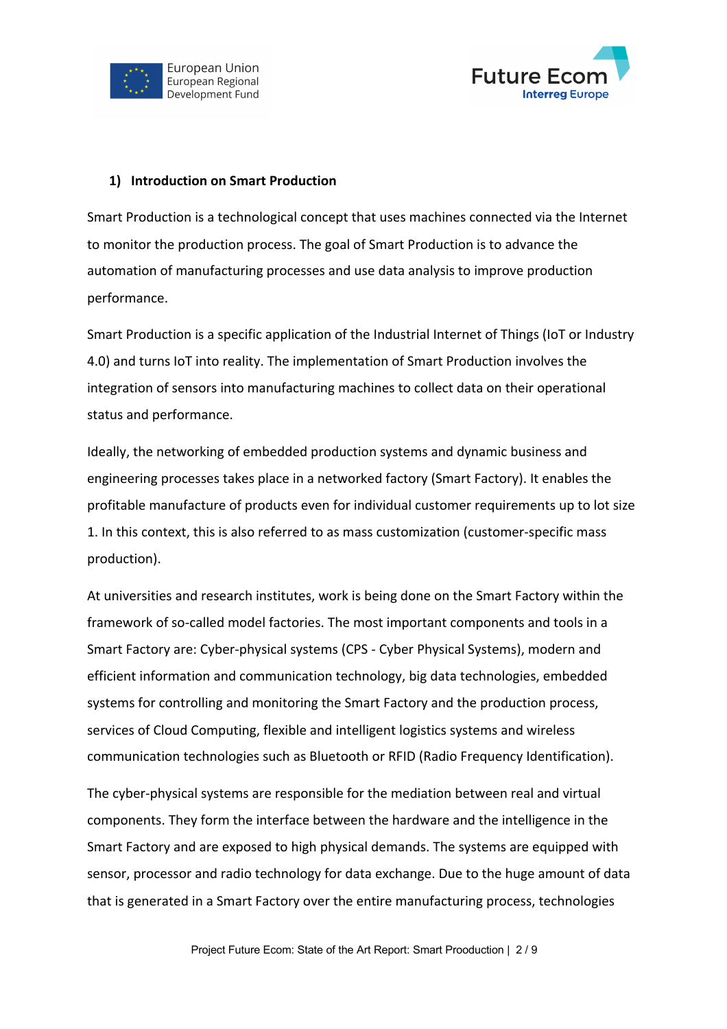## 1) Introduction on Smart Production

Smart Production is a technological concept that uses machines connected via the Internet to monitor the production process. The goal of Smart Production is to advance the automation of manufacturing processes and use data analysis to improve production performance.

Smart Production is a specific application of the Industrial Internet of Things (IoT or Industry 4.0) and turns IoT into reality. The implementation of Smart Production involves the integration of sensors into manufacturing machines to collect data on their operational status and performance.

Ideally, the networking of embedded production systems and dynamic business and engineering processes takes place in a networked factory (Smart Factory). It enables the profitable manufacture of products even for individual customer requirements up to lot size 1. In this context, this is also referred to as mass customization (customer-specific mass production).

At universities and research institutes, work is being done on the Smart Factory within the framework of so-called model factories. The most important components and tools in a Smart Factory are: Cyber-physical systems (CPS - Cyber Physical Systems), modern and efficient information and communication technology, big data technologies, embedded systems for controlling and monitoring the Smart Factory and the production process, services of Cloud Computing, flexible and intelligent logistics systems and wireless communication technologies such as Bluetooth or RFID (Radio Frequency Identification).

The cyber-physical systems are responsible for the mediation between real and virtual components. They form the interface between the hardware and the intelligence in the Smart Factory and are exposed to high physical demands. The systems are equipped with sensor, processor and radio technology for data exchange. Due to the huge amount of data that is generated in a Smart Factory over the entire manufacturing process, technologies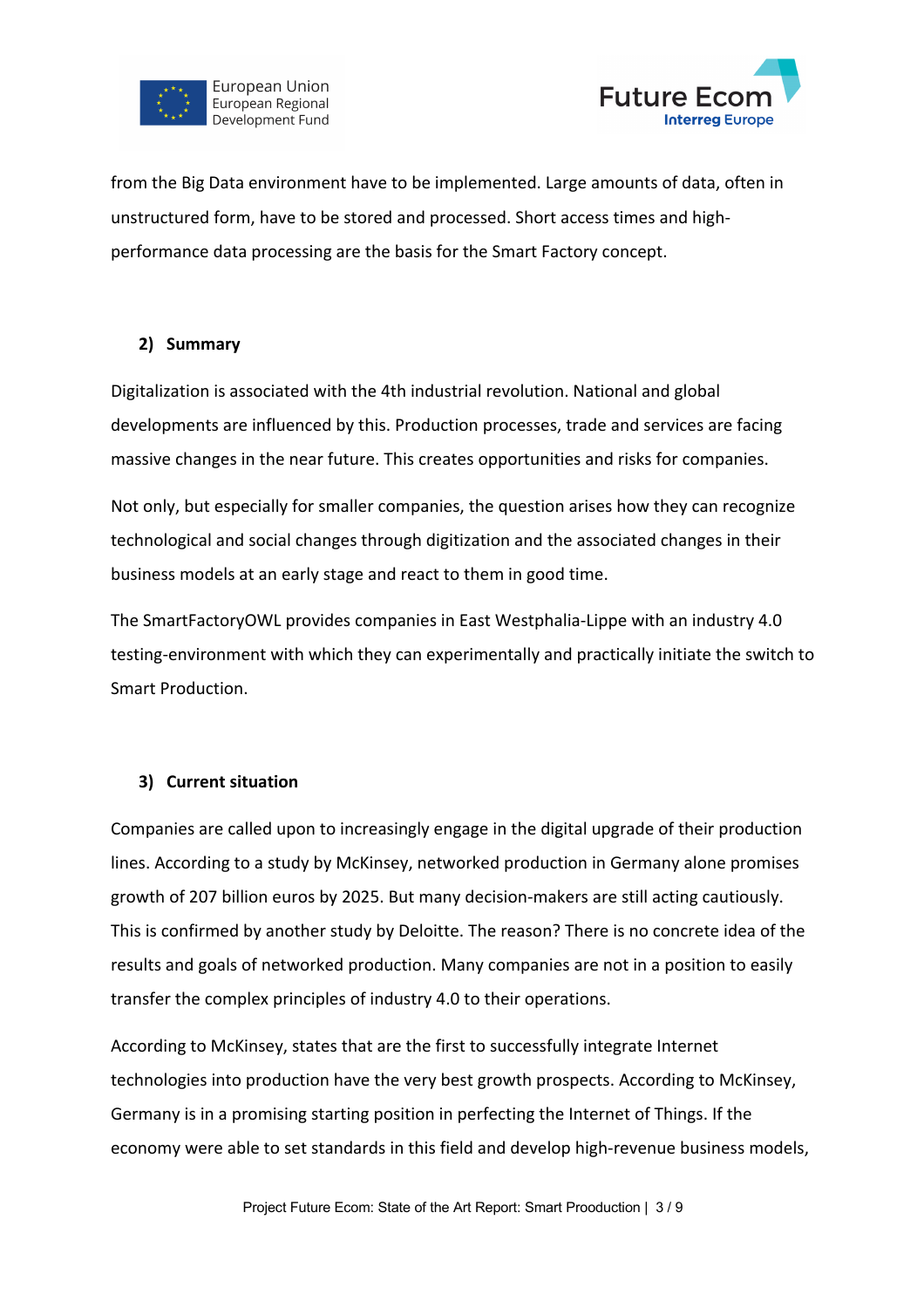from the Big Data environment have to be implemented. Large amounts of data, often in unstructured form, have to be stored and processed. Short access times and high-performance data processing are the basis for the Smart Factory concept.

## 2) Summary

Digitalization is associated with the 4th industrial revolution. National and global developments are influenced by this. Production processes, trade and services are facing massive changes in the near future. This creates opportunities and risks for companies.

Not only, but especially for smaller companies, the question arises how they can recognize technological and social changes through digitization and the associated changes in their business models at an early stage and react to them in good time.

The SmartFactoryOWL provides companies in East Westphalia-Lippe with an industry 4.0 testing-environment with which they can experimentally and practically initiate the switch to Smart Production.

## 3) Current situation

Companies are called upon to increasingly engage in the digital upgrade of their production lines. According to a study by McKinsey, networked production in Germany alone promises growth of 207 billion euros by 2025. But many decision-makers are still acting cautiously. This is confirmed by another study by Deloitte. The reason? There is no concrete idea of the results and goals of networked production. Many companies are not in a position to easily transfer the complex principles of industry 4.0 to their operations.

According to McKinsey, states that are the first to successfully integrate Internet technologies into production have the very best growth prospects. According to McKinsey, Germany is in a promising starting position in perfecting the Internet of Things. If the economy were able to set standards in this field and develop high-revenue business models,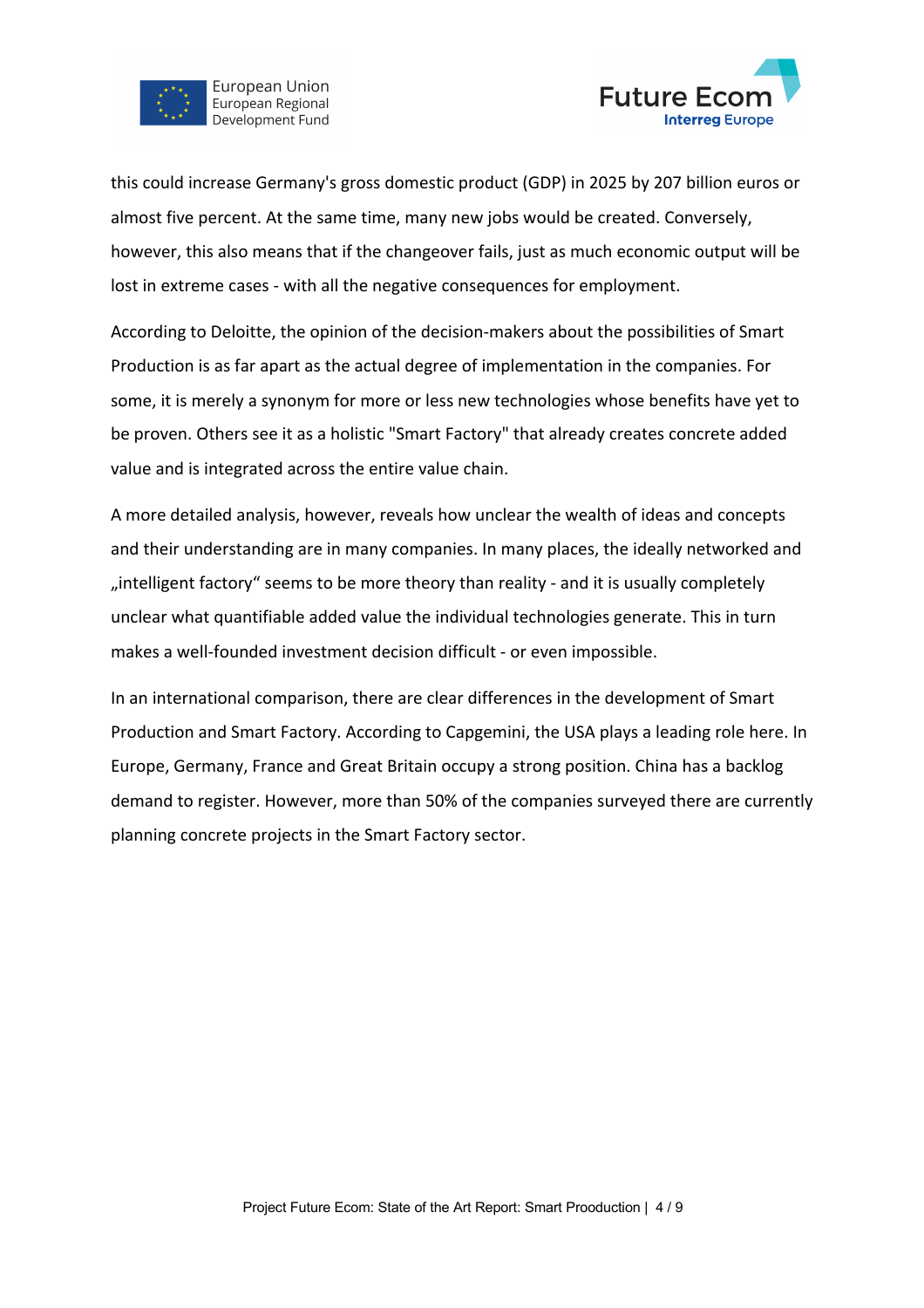this could increase Germany's gross domestic product (GDP) in 2025 by 207 billion euros or almost five percent. At the same time, many new jobs would be created. Conversely, however, this also means that if the changeover fails, just as much economic output will be lost in extreme cases - with all the negative consequences for employment.

According to Deloitte, the opinion of the decision-makers about the possibilities of Smart Production is as far apart as the actual degree of implementation in the companies. For some, it is merely a synonym for more or less new technologies whose benefits have yet to be proven. Others see it as a holistic "Smart Factory" that already creates concrete added value and is integrated across the entire value chain.

A more detailed analysis, however, reveals how unclear the wealth of ideas and concepts and their understanding are in many companies. In many places, the ideally networked and „intelligent factory“ seems to be more theory than reality - and it is usually completely unclear what quantifiable added value the individual technologies generate. This in turn makes a well-founded investment decision difficult - or even impossible.

In an international comparison, there are clear differences in the development of Smart Production and Smart Factory. According to Capgemini, the USA plays a leading role here. In Europe, Germany, France and Great Britain occupy a strong position. China has a backlog demand to register. However, more than 50% of the companies surveyed there are currently planning concrete projects in the Smart Factory sector.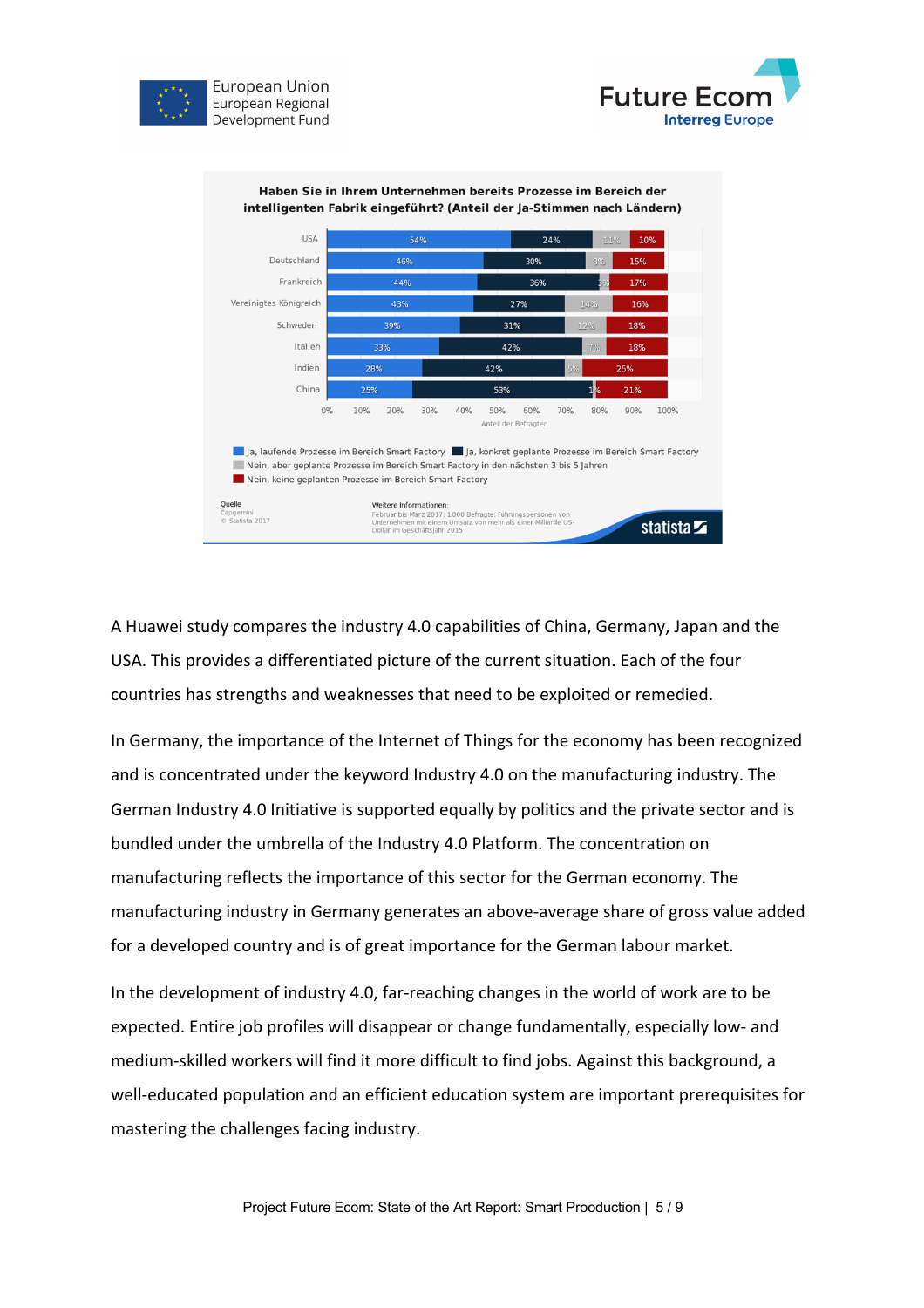**Haben Sie in Ihrem Unternehmen bereits Prozesse im Bereich der intelligenten Fabrik eingeführt? (Anteil der Ja-Stimmen nach Ländern)**

| Land | Ja, laufende Prozesse im Bereich Smart Factory | Ja, konkret geplante Prozesse im Bereich Smart Factory | Nein, aber geplante Prozesse im Bereich Smart Factory in den nächsten 3 bis 5 Jahren | Nein, keine geplanten Prozesse im Bereich Smart Factory |
|---|---|---|---|---|
| USA | 54% | 24% | 11% | 10% |
| Deutschland | 46% | 30% | 8% | 15% |
| Frankreich | 44% | 36% | 3% | 17% |
| Vereinigtes Königreich | 43% | 27% | 14% | 16% |
| Schweden | 39% | 31% | 12% | 18% |
| Italien | 33% | 42% | 7% | 18% |
| Indien | 28% | 42% | 5% | 25% |
| China | 25% | 53% | 1% | 21% |

Anteil der Befragten

Quelle: Capgemini © Statista 2017

Weitere Informationen: Februar bis März 2017; 1.000 Befragte; Führungspersonen von Unternehmen mit einem Umsatz von mehr als einer Milliarde US-Dollar im Geschäftsjahr 2015

A Huawei study compares the industry 4.0 capabilities of China, Germany, Japan and the USA. This provides a differentiated picture of the current situation. Each of the four countries has strengths and weaknesses that need to be exploited or remedied.

In Germany, the importance of the Internet of Things for the economy has been recognized and is concentrated under the keyword Industry 4.0 on the manufacturing industry. The German Industry 4.0 Initiative is supported equally by politics and the private sector and is bundled under the umbrella of the Industry 4.0 Platform. The concentration on manufacturing reflects the importance of this sector for the German economy. The manufacturing industry in Germany generates an above-average share of gross value added for a developed country and is of great importance for the German labour market.

In the development of industry 4.0, far-reaching changes in the world of work are to be expected. Entire job profiles will disappear or change fundamentally, especially low- and medium-skilled workers will find it more difficult to find jobs. Against this background, a well-educated population and an efficient education system are important prerequisites for mastering the challenges facing industry.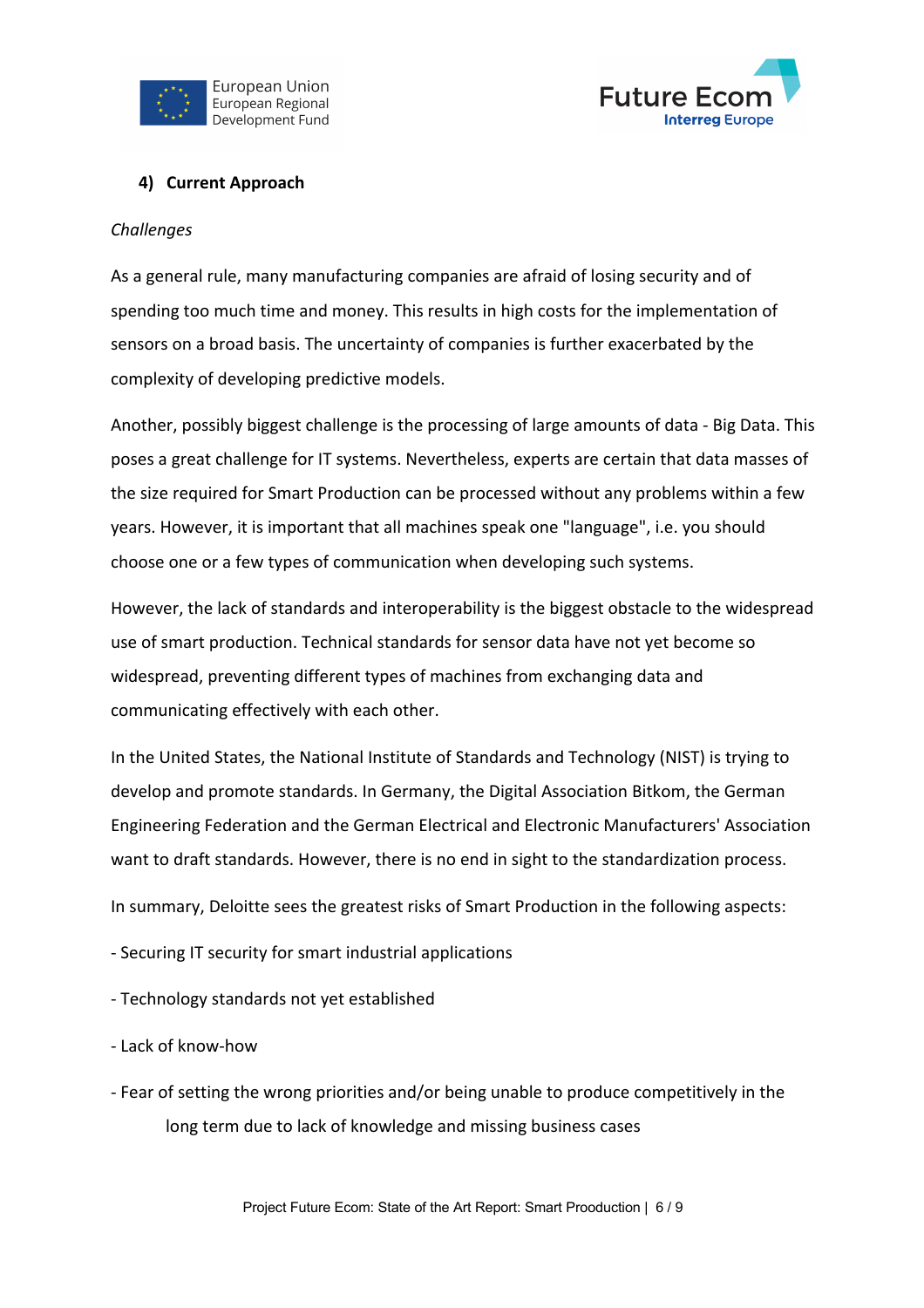## 4) Current Approach

*Challenges*

As a general rule, many manufacturing companies are afraid of losing security and of spending too much time and money. This results in high costs for the implementation of sensors on a broad basis. The uncertainty of companies is further exacerbated by the complexity of developing predictive models.

Another, possibly biggest challenge is the processing of large amounts of data - Big Data. This poses a great challenge for IT systems. Nevertheless, experts are certain that data masses of the size required for Smart Production can be processed without any problems within a few years. However, it is important that all machines speak one "language", i.e. you should choose one or a few types of communication when developing such systems.

However, the lack of standards and interoperability is the biggest obstacle to the widespread use of smart production. Technical standards for sensor data have not yet become so widespread, preventing different types of machines from exchanging data and communicating effectively with each other.

In the United States, the National Institute of Standards and Technology (NIST) is trying to develop and promote standards. In Germany, the Digital Association Bitkom, the German Engineering Federation and the German Electrical and Electronic Manufacturers' Association want to draft standards. However, there is no end in sight to the standardization process.

In summary, Deloitte sees the greatest risks of Smart Production in the following aspects:

- Securing IT security for smart industrial applications
- Technology standards not yet established
- Lack of know-how
- Fear of setting the wrong priorities and/or being unable to produce competitively in the long term due to lack of knowledge and missing business cases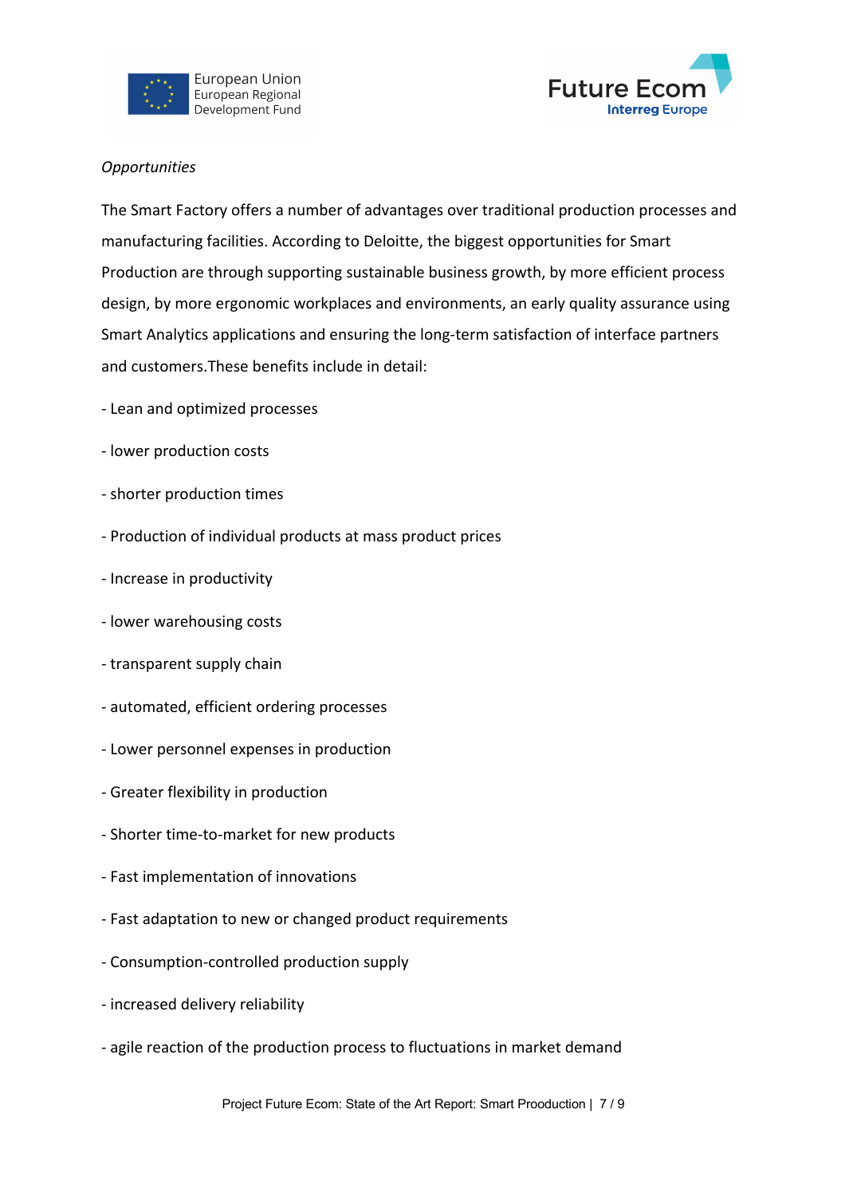*Opportunities*

The Smart Factory offers a number of advantages over traditional production processes and manufacturing facilities. According to Deloitte, the biggest opportunities for Smart Production are through supporting sustainable business growth, by more efficient process design, by more ergonomic workplaces and environments, an early quality assurance using Smart Analytics applications and ensuring the long-term satisfaction of interface partners and customers.These benefits include in detail:

- Lean and optimized processes
- lower production costs
- shorter production times
- Production of individual products at mass product prices
- Increase in productivity
- lower warehousing costs
- transparent supply chain
- automated, efficient ordering processes
- Lower personnel expenses in production
- Greater flexibility in production
- Shorter time-to-market for new products
- Fast implementation of innovations
- Fast adaptation to new or changed product requirements
- Consumption-controlled production supply
- increased delivery reliability
- agile reaction of the production process to fluctuations in market demand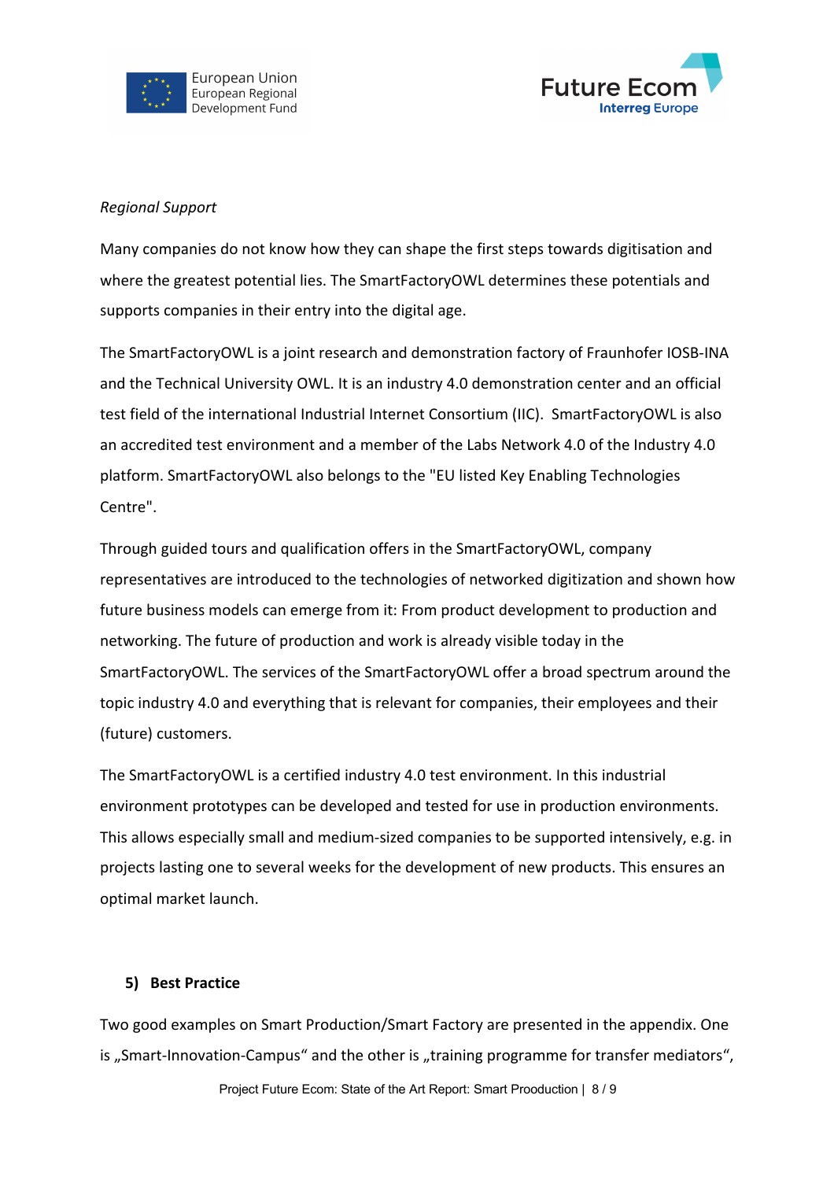*Regional Support*

Many companies do not know how they can shape the first steps towards digitisation and where the greatest potential lies. The SmartFactoryOWL determines these potentials and supports companies in their entry into the digital age.

The SmartFactoryOWL is a joint research and demonstration factory of Fraunhofer IOSB-INA and the Technical University OWL. It is an industry 4.0 demonstration center and an official test field of the international Industrial Internet Consortium (IIC). SmartFactoryOWL is also an accredited test environment and a member of the Labs Network 4.0 of the Industry 4.0 platform. SmartFactoryOWL also belongs to the "EU listed Key Enabling Technologies Centre".

Through guided tours and qualification offers in the SmartFactoryOWL, company representatives are introduced to the technologies of networked digitization and shown how future business models can emerge from it: From product development to production and networking. The future of production and work is already visible today in the SmartFactoryOWL. The services of the SmartFactoryOWL offer a broad spectrum around the topic industry 4.0 and everything that is relevant for companies, their employees and their (future) customers.

The SmartFactoryOWL is a certified industry 4.0 test environment. In this industrial environment prototypes can be developed and tested for use in production environments. This allows especially small and medium-sized companies to be supported intensively, e.g. in projects lasting one to several weeks for the development of new products. This ensures an optimal market launch.

## 5) Best Practice

Two good examples on Smart Production/Smart Factory are presented in the appendix. One is „Smart-Innovation-Campus" and the other is „training programme for transfer mediators",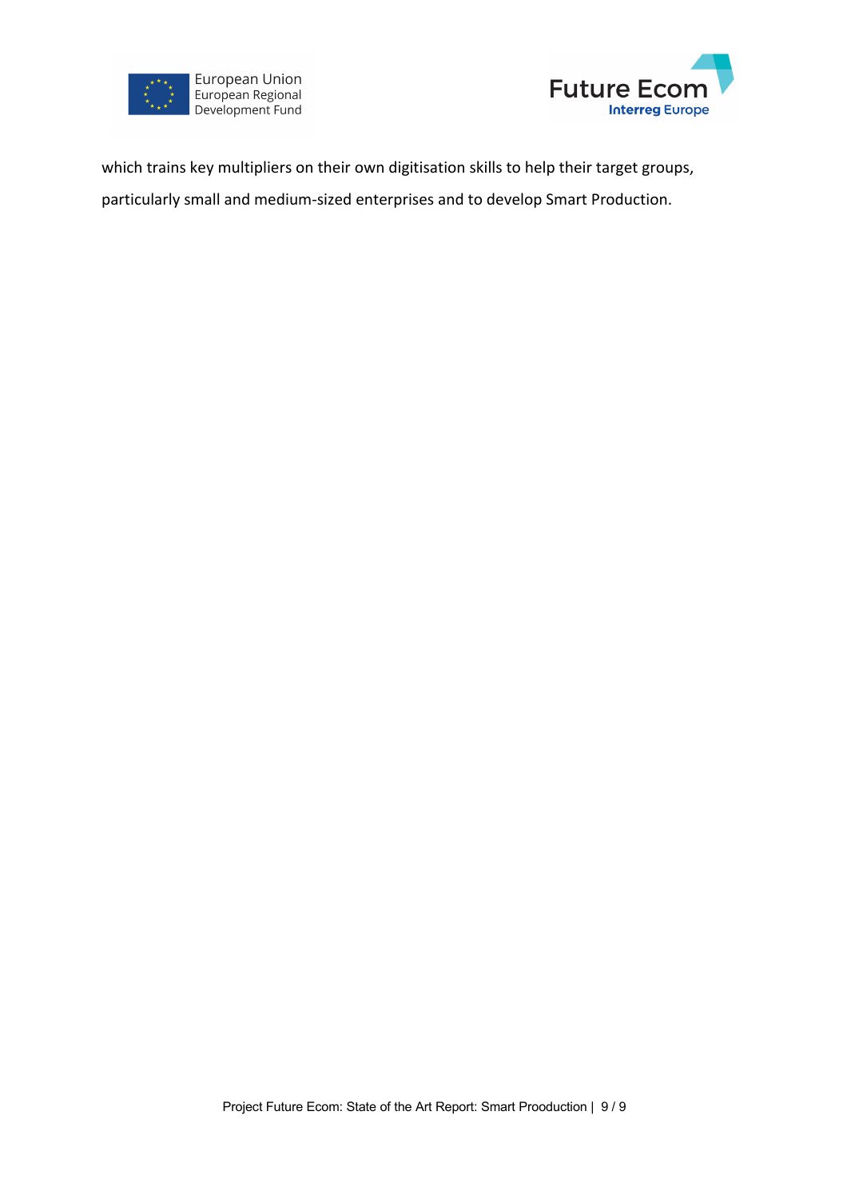which trains key multipliers on their own digitisation skills to help their target groups, particularly small and medium-sized enterprises and to develop Smart Production.